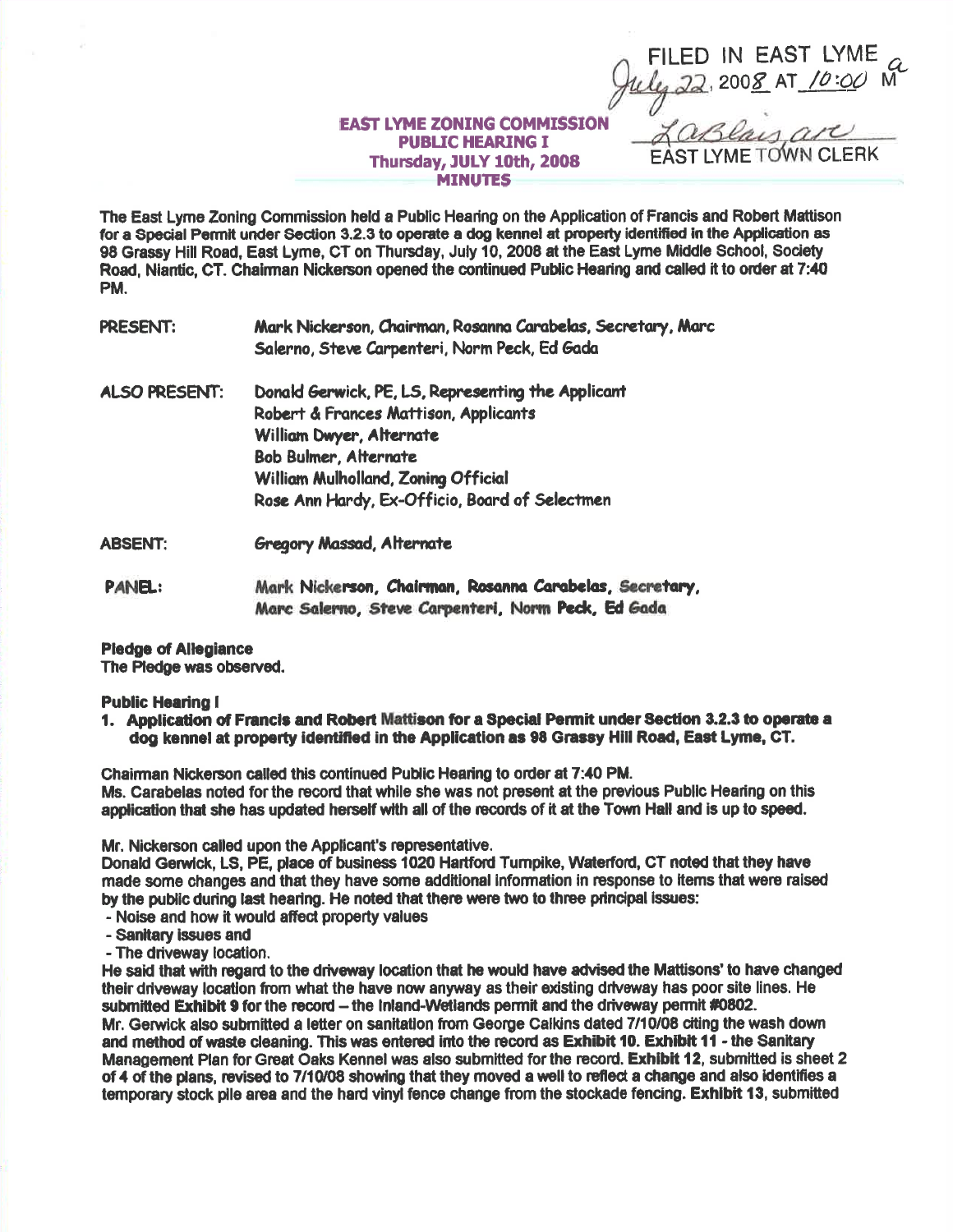FILED IN EAST LYME
July 22, 2008 AT 10:00 aM
LaBlaisure
EAST LYME TOWN CLERK

**EAST LYME ZONING COMMISSION**
**PUBLIC HEARING I**
**Thursday, JULY 10th, 2008**
**MINUTES**

The East Lyme Zoning Commission held a Public Hearing on the Application of Francis and Robert Mattison for a Special Permit under Section 3.2.3 to operate a dog kennel at property identified in the Application as 98 Grassy Hill Road, East Lyme, CT on Thursday, July 10, 2008 at the East Lyme Middle School, Society Road, Niantic, CT. Chairman Nickerson opened the continued Public Hearing and called it to order at 7:40 PM.

PRESENT: Mark Nickerson, Chairman, Rosanna Carabelas, Secretary, Marc Salerno, Steve Carpenteri, Norm Peck, Ed Gada

ALSO PRESENT: Donald Gerwick, PE, LS, Representing the Applicant
Robert & Frances Mattison, Applicants
William Dwyer, Alternate
Bob Bulmer, Alternate
William Mulholland, Zoning Official
Rose Ann Hardy, Ex-Officio, Board of Selectmen

ABSENT: Gregory Massad, Alternate

PANEL: Mark Nickerson, Chairman, Rosanna Carabelas, Secretary, Marc Salerno, Steve Carpenteri, Norm Peck, Ed Gada

**Pledge of Allegiance**
The Pledge was observed.

**Public Hearing I**

1. **Application of Francis and Robert Mattison for a Special Permit under Section 3.2.3 to operate a dog kennel at property identified in the Application as 98 Grassy Hill Road, East Lyme, CT.**

Chairman Nickerson called this continued Public Hearing to order at 7:40 PM.
Ms. Carabelas noted for the record that while she was not present at the previous Public Hearing on this application that she has updated herself with all of the records of it at the Town Hall and is up to speed.

Mr. Nickerson called upon the Applicant's representative.
Donald Gerwick, LS, PE, place of business 1020 Hartford Turnpike, Waterford, CT noted that they have made some changes and that they have some additional information in response to items that were raised by the public during last hearing. He noted that there were two to three principal issues:
- Noise and how it would affect property values
- Sanitary issues and
- The driveway location.

He said that with regard to the driveway location that he would have advised the Mattisons' to have changed their driveway location from what the have now anyway as their existing driveway has poor site lines. He submitted **Exhibit 9** for the record – the Inland-Wetlands permit and the driveway permit #0802.
Mr. Gerwick also submitted a letter on sanitation from George Calkins dated 7/10/08 citing the wash down and method of waste cleaning. This was entered into the record as **Exhibit 10. Exhibit 11** - the Sanitary Management Plan for Great Oaks Kennel was also submitted for the record. **Exhibit 12**, submitted is sheet 2 of 4 of the plans, revised to 7/10/08 showing that they moved a well to reflect a change and also identifies a temporary stock pile area and the hard vinyl fence change from the stockade fencing. **Exhibit 13**, submitted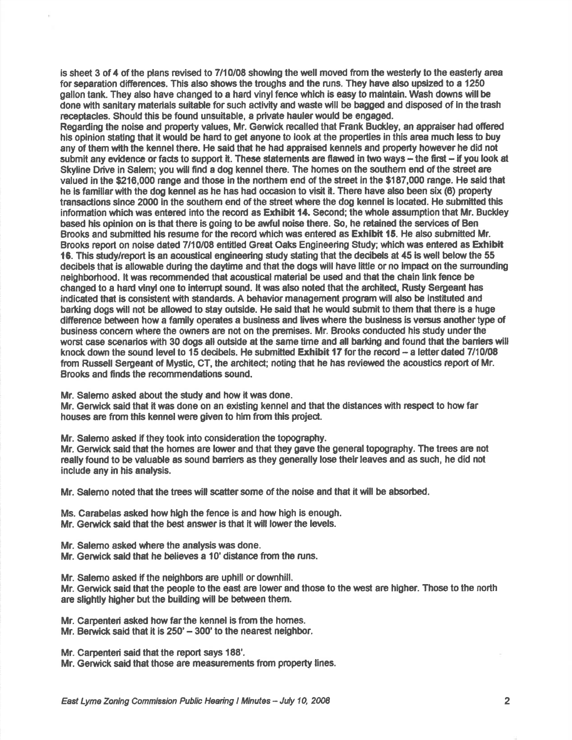is sheet 3 of 4 of the plans revised to 7/10/08 showing the well moved from the westerly to the easterly area for separation differences. This also shows the troughs and the runs. They have also upsized to a 1250 gallon tank. They also have changed to a hard vinyl fence which is easy to maintain. Wash downs will be done with sanitary materials suitable for such activity and waste will be bagged and disposed of in the trash receptacles. Should this be found unsuitable, a private hauler would be engaged.
Regarding the noise and property values, Mr. Gerwick recalled that Frank Buckley, an appraiser had offered his opinion stating that it would be hard to get anyone to look at the properties in this area much less to buy any of them with the kennel there. He said that he had appraised kennels and property however he did not submit any evidence or facts to support it. These statements are flawed in two ways – the first – if you look at Skyline Drive in Salem; you will find a dog kennel there. The homes on the southern end of the street are valued in the $216,000 range and those in the northern end of the street in the $187,000 range. He said that he is familiar with the dog kennel as he has had occasion to visit it. There have also been six (6) property transactions since 2000 in the southern end of the street where the dog kennel is located. He submitted this information which was entered into the record as **Exhibit 14.** Second; the whole assumption that Mr. Buckley based his opinion on is that there is going to be awful noise there. So, he retained the services of Ben Brooks and submitted his resume for the record which was entered as **Exhibit 15**. He also submitted Mr. Brooks report on noise dated 7/10/08 entitled Great Oaks Engineering Study; which was entered as **Exhibit 16**. This study/report is an acoustical engineering study stating that the decibels at 45 is well below the 55 decibels that is allowable during the daytime and that the dogs will have little or no impact on the surrounding neighborhood. It was recommended that acoustical material be used and that the chain link fence be changed to a hard vinyl one to interrupt sound. It was also noted that the architect, Rusty Sergeant has indicated that is consistent with standards. A behavior management program will also be instituted and barking dogs will not be allowed to stay outside. He said that he would submit to them that there is a huge difference between how a family operates a business and lives where the business is versus another type of business concern where the owners are not on the premises. Mr. Brooks conducted his study under the worst case scenarios with 30 dogs all outside at the same time and all barking and found that the barriers will knock down the sound level to 15 decibels. He submitted **Exhibit 17** for the record – a letter dated 7/10/08 from Russell Sergeant of Mystic, CT, the architect; noting that he has reviewed the acoustics report of Mr. Brooks and finds the recommendations sound.

Mr. Salerno asked about the study and how it was done.
Mr. Gerwick said that it was done on an existing kennel and that the distances with respect to how far houses are from this kennel were given to him from this project.

Mr. Salerno asked if they took into consideration the topography.
Mr. Gerwick said that the homes are lower and that they gave the general topography. The trees are not really found to be valuable as sound barriers as they generally lose their leaves and as such, he did not include any in his analysis.

Mr. Salerno noted that the trees will scatter some of the noise and that it will be absorbed.

Ms. Carabelas asked how high the fence is and how high is enough.
Mr. Gerwick said that the best answer is that it will lower the levels.

Mr. Salerno asked where the analysis was done.
Mr. Gerwick said that he believes a 10' distance from the runs.

Mr. Salerno asked if the neighbors are uphill or downhill.
Mr. Gerwick said that the people to the east are lower and those to the west are higher. Those to the north are slightly higher but the building will be between them.

Mr. Carpenteri asked how far the kennel is from the homes.
Mr. Berwick said that it is 250' – 300' to the nearest neighbor.

Mr. Carpenteri said that the report says 188'.
Mr. Gerwick said that those are measurements from property lines.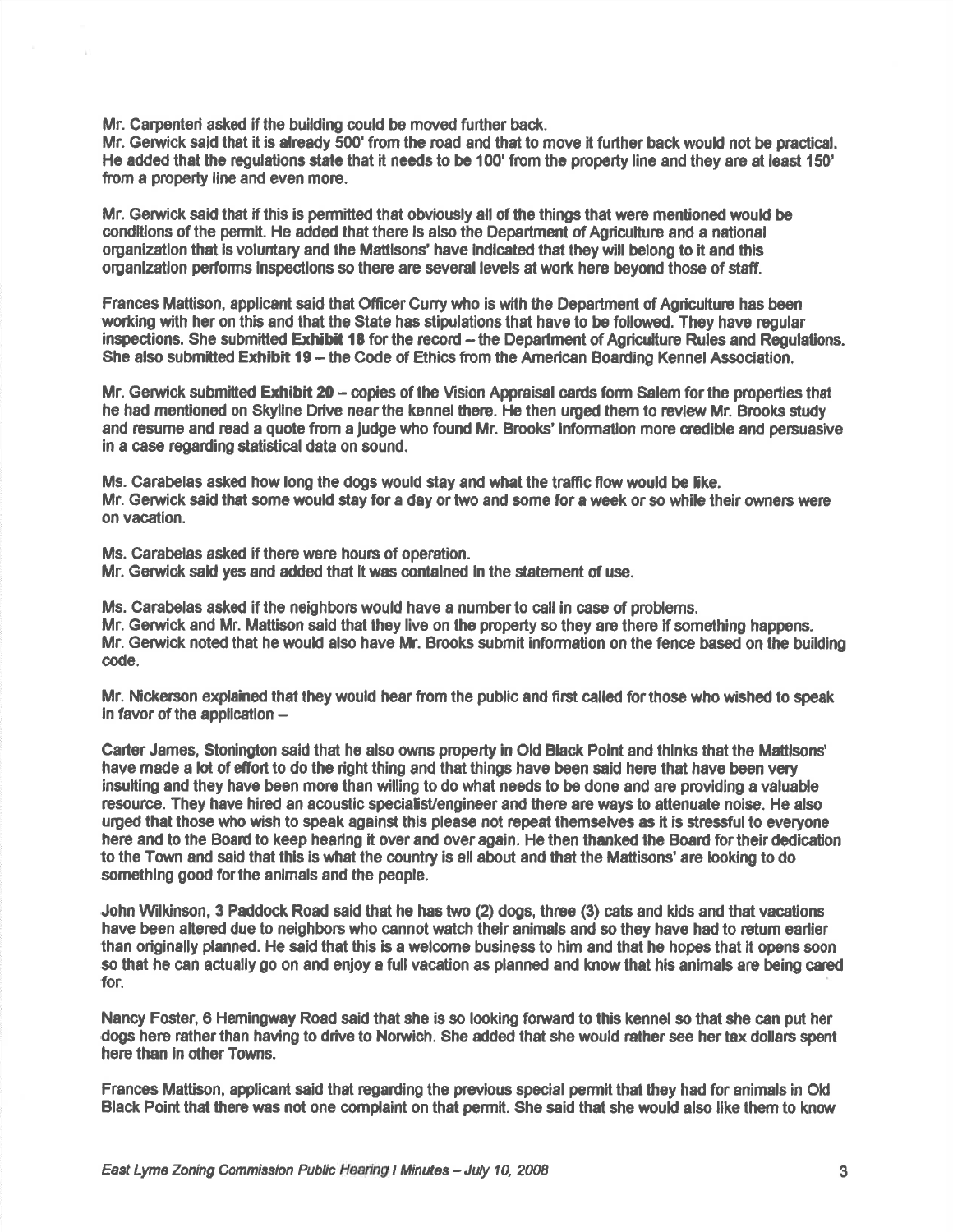Mr. Carpenteri asked if the building could be moved further back.
Mr. Gerwick said that it is already 500' from the road and that to move it further back would not be practical. He added that the regulations state that it needs to be 100' from the property line and they are at least 150' from a property line and even more.

Mr. Gerwick said that if this is permitted that obviously all of the things that were mentioned would be conditions of the permit. He added that there is also the Department of Agriculture and a national organization that is voluntary and the Mattisons' have indicated that they will belong to it and this organization performs inspections so there are several levels at work here beyond those of staff.

Frances Mattison, applicant said that Officer Curry who is with the Department of Agriculture has been working with her on this and that the State has stipulations that have to be followed. They have regular inspections. She submitted **Exhibit 18** for the record – the Department of Agriculture Rules and Regulations. She also submitted **Exhibit 19** – the Code of Ethics from the American Boarding Kennel Association.

Mr. Gerwick submitted **Exhibit 20** – copies of the Vision Appraisal cards form Salem for the properties that he had mentioned on Skyline Drive near the kennel there. He then urged them to review Mr. Brooks study and resume and read a quote from a judge who found Mr. Brooks' information more credible and persuasive in a case regarding statistical data on sound.

Ms. Carabelas asked how long the dogs would stay and what the traffic flow would be like.
Mr. Gerwick said that some would stay for a day or two and some for a week or so while their owners were on vacation.

Ms. Carabelas asked if there were hours of operation.
Mr. Gerwick said yes and added that it was contained in the statement of use.

Ms. Carabelas asked if the neighbors would have a number to call in case of problems.
Mr. Gerwick and Mr. Mattison said that they live on the property so they are there if something happens.
Mr. Gerwick noted that he would also have Mr. Brooks submit information on the fence based on the building code.

Mr. Nickerson explained that they would hear from the public and first called for those who wished to speak in favor of the application –

Carter James, Stonington said that he also owns property in Old Black Point and thinks that the Mattisons' have made a lot of effort to do the right thing and that things have been said here that have been very insulting and they have been more than willing to do what needs to be done and are providing a valuable resource. They have hired an acoustic specialist/engineer and there are ways to attenuate noise. He also urged that those who wish to speak against this please not repeat themselves as it is stressful to everyone here and to the Board to keep hearing it over and over again. He then thanked the Board for their dedication to the Town and said that this is what the country is all about and that the Mattisons' are looking to do something good for the animals and the people.

John Wilkinson, 3 Paddock Road said that he has two (2) dogs, three (3) cats and kids and that vacations have been altered due to neighbors who cannot watch their animals and so they have had to return earlier than originally planned. He said that this is a welcome business to him and that he hopes that it opens soon so that he can actually go on and enjoy a full vacation as planned and know that his animals are being cared for.

Nancy Foster, 6 Hemingway Road said that she is so looking forward to this kennel so that she can put her dogs here rather than having to drive to Norwich. She added that she would rather see her tax dollars spent here than in other Towns.

Frances Mattison, applicant said that regarding the previous special permit that they had for animals in Old Black Point that there was not one complaint on that permit. She said that she would also like them to know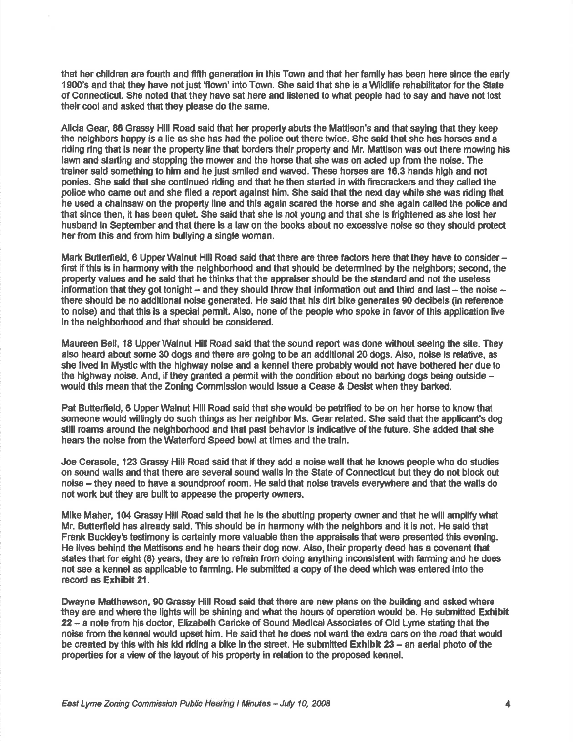that her children are fourth and fifth generation in this Town and that her family has been here since the early 1900's and that they have not just 'flown' into Town. She said that she is a Wildlife rehabilitator for the State of Connecticut. She noted that they have sat here and listened to what people had to say and have not lost their cool and asked that they please do the same.

Alicia Gear, 86 Grassy Hill Road said that her property abuts the Mattison's and that saying that they keep the neighbors happy is a lie as she has had the police out there twice. She said that she has horses and a riding ring that is near the property line that borders their property and Mr. Mattison was out there mowing his lawn and starting and stopping the mower and the horse that she was on acted up from the noise. The trainer said something to him and he just smiled and waved. These horses are 16.3 hands high and not ponies. She said that she continued riding and that he then started in with firecrackers and they called the police who came out and she filed a report against him. She said that the next day while she was riding that he used a chainsaw on the property line and this again scared the horse and she again called the police and that since then, it has been quiet. She said that she is not young and that she is frightened as she lost her husband in September and that there is a law on the books about no excessive noise so they should protect her from this and from him bullying a single woman.

Mark Butterfield, 6 Upper Walnut Hill Road said that there are three factors here that they have to consider – first if this is in harmony with the neighborhood and that should be determined by the neighbors; second, the property values and he said that he thinks that the appraiser should be the standard and not the useless information that they got tonight – and they should throw that information out and third and last – the noise – there should be no additional noise generated. He said that his dirt bike generates 90 decibels (in reference to noise) and that this is a special permit. Also, none of the people who spoke in favor of this application live in the neighborhood and that should be considered.

Maureen Bell, 18 Upper Walnut Hill Road said that the sound report was done without seeing the site. They also heard about some 30 dogs and there are going to be an additional 20 dogs. Also, noise is relative, as she lived in Mystic with the highway noise and a kennel there probably would not have bothered her due to the highway noise. And, if they granted a permit with the condition about no barking dogs being outside – would this mean that the Zoning Commission would issue a Cease & Desist when they barked.

Pat Butterfield, 6 Upper Walnut Hill Road said that she would be petrified to be on her horse to know that someone would willingly do such things as her neighbor Ms. Gear related. She said that the applicant's dog still roams around the neighborhood and that past behavior is indicative of the future. She added that she hears the noise from the Waterford Speed bowl at times and the train.

Joe Cerasole, 123 Grassy Hill Road said that if they add a noise wall that he knows people who do studies on sound walls and that there are several sound walls in the State of Connecticut but they do not block out noise – they need to have a soundproof room. He said that noise travels everywhere and that the walls do not work but they are built to appease the property owners.

Mike Maher, 104 Grassy Hill Road said that he is the abutting property owner and that he will amplify what Mr. Butterfield has already said. This should be in harmony with the neighbors and it is not. He said that Frank Buckley's testimony is certainly more valuable than the appraisals that were presented this evening. He lives behind the Mattisons and he hears their dog now. Also, their property deed has a covenant that states that for eight (8) years, they are to refrain from doing anything inconsistent with farming and he does not see a kennel as applicable to farming. He submitted a copy of the deed which was entered into the record as **Exhibit 21**.

Dwayne Matthewson, 90 Grassy Hill Road said that there are new plans on the building and asked where they are and where the lights will be shining and what the hours of operation would be. He submitted **Exhibit 22** – a note from his doctor, Elizabeth Caricke of Sound Medical Associates of Old Lyme stating that the noise from the kennel would upset him. He said that he does not want the extra cars on the road that would be created by this with his kid riding a bike in the street. He submitted **Exhibit 23** – an aerial photo of the properties for a view of the layout of his property in relation to the proposed kennel.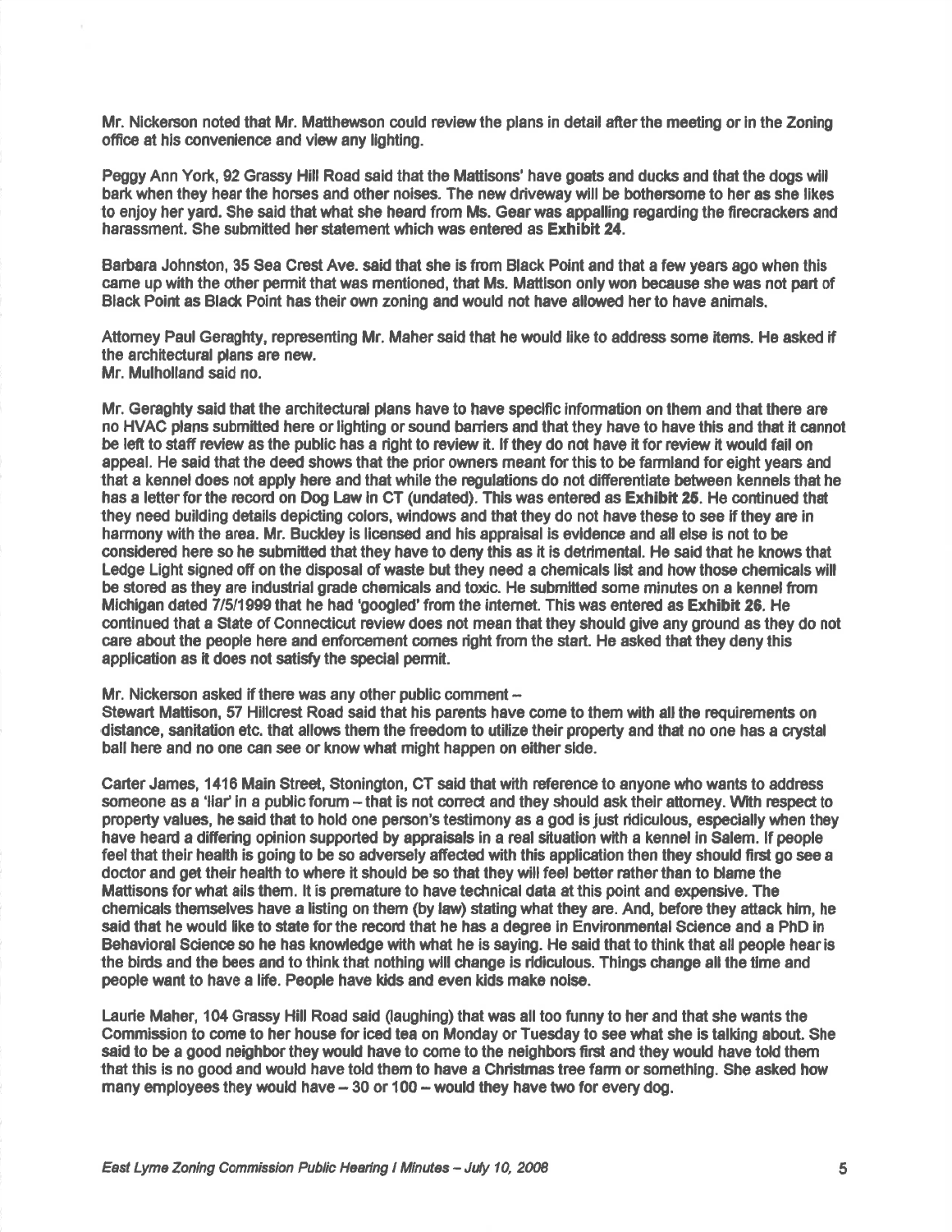Mr. Nickerson noted that Mr. Matthewson could review the plans in detail after the meeting or in the Zoning office at his convenience and view any lighting.

Peggy Ann York, 92 Grassy Hill Road said that the Mattisons' have goats and ducks and that the dogs will bark when they hear the horses and other noises. The new driveway will be bothersome to her as she likes to enjoy her yard. She said that what she heard from Ms. Gear was appalling regarding the firecrackers and harassment. She submitted her statement which was entered as **Exhibit 24**.

Barbara Johnston, 35 Sea Crest Ave. said that she is from Black Point and that a few years ago when this came up with the other permit that was mentioned, that Ms. Mattison only won because she was not part of Black Point as Black Point has their own zoning and would not have allowed her to have animals.

Attorney Paul Geraghty, representing Mr. Maher said that he would like to address some items. He asked if the architectural plans are new.
Mr. Mulholland said no.

Mr. Geraghty said that the architectural plans have to have specific information on them and that there are no HVAC plans submitted here or lighting or sound barriers and that they have to have this and that it cannot be left to staff review as the public has a right to review it. If they do not have it for review it would fail on appeal. He said that the deed shows that the prior owners meant for this to be farmland for eight years and that a kennel does not apply here and that while the regulations do not differentiate between kennels that he has a letter for the record on Dog Law in CT (undated). This was entered as **Exhibit 25**. He continued that they need building details depicting colors, windows and that they do not have these to see if they are in harmony with the area. Mr. Buckley is licensed and his appraisal is evidence and all else is not to be considered here so he submitted that they have to deny this as it is detrimental. He said that he knows that Ledge Light signed off on the disposal of waste but they need a chemicals list and how those chemicals will be stored as they are industrial grade chemicals and toxic. He submitted some minutes on a kennel from Michigan dated 7/5/1999 that he had 'googled' from the internet. This was entered as **Exhibit 26**. He continued that a State of Connecticut review does not mean that they should give any ground as they do not care about the people here and enforcement comes right from the start. He asked that they deny this application as it does not satisfy the special permit.

Mr. Nickerson asked if there was any other public comment –
Stewart Mattison, 57 Hillcrest Road said that his parents have come to them with all the requirements on distance, sanitation etc. that allows them the freedom to utilize their property and that no one has a crystal ball here and no one can see or know what might happen on either side.

Carter James, 1416 Main Street, Stonington, CT said that with reference to anyone who wants to address someone as a 'liar' in a public forum – that is not correct and they should ask their attorney. With respect to property values, he said that to hold one person's testimony as a god is just ridiculous, especially when they have heard a differing opinion supported by appraisals in a real situation with a kennel in Salem. If people feel that their health is going to be so adversely affected with this application then they should first go see a doctor and get their health to where it should be so that they will feel better rather than to blame the Mattisons for what ails them. It is premature to have technical data at this point and expensive. The chemicals themselves have a listing on them (by law) stating what they are. And, before they attack him, he said that he would like to state for the record that he has a degree in Environmental Science and a PhD in Behavioral Science so he has knowledge with what he is saying. He said that to think that all people hear is the birds and the bees and to think that nothing will change is ridiculous. Things change all the time and people want to have a life. People have kids and even kids make noise.

Laurie Maher, 104 Grassy Hill Road said (laughing) that was all too funny to her and that she wants the Commission to come to her house for iced tea on Monday or Tuesday to see what she is talking about. She said to be a good neighbor they would have to come to the neighbors first and they would have told them that this is no good and would have told them to have a Christmas tree farm or something. She asked how many employees they would have – 30 or 100 – would they have two for every dog.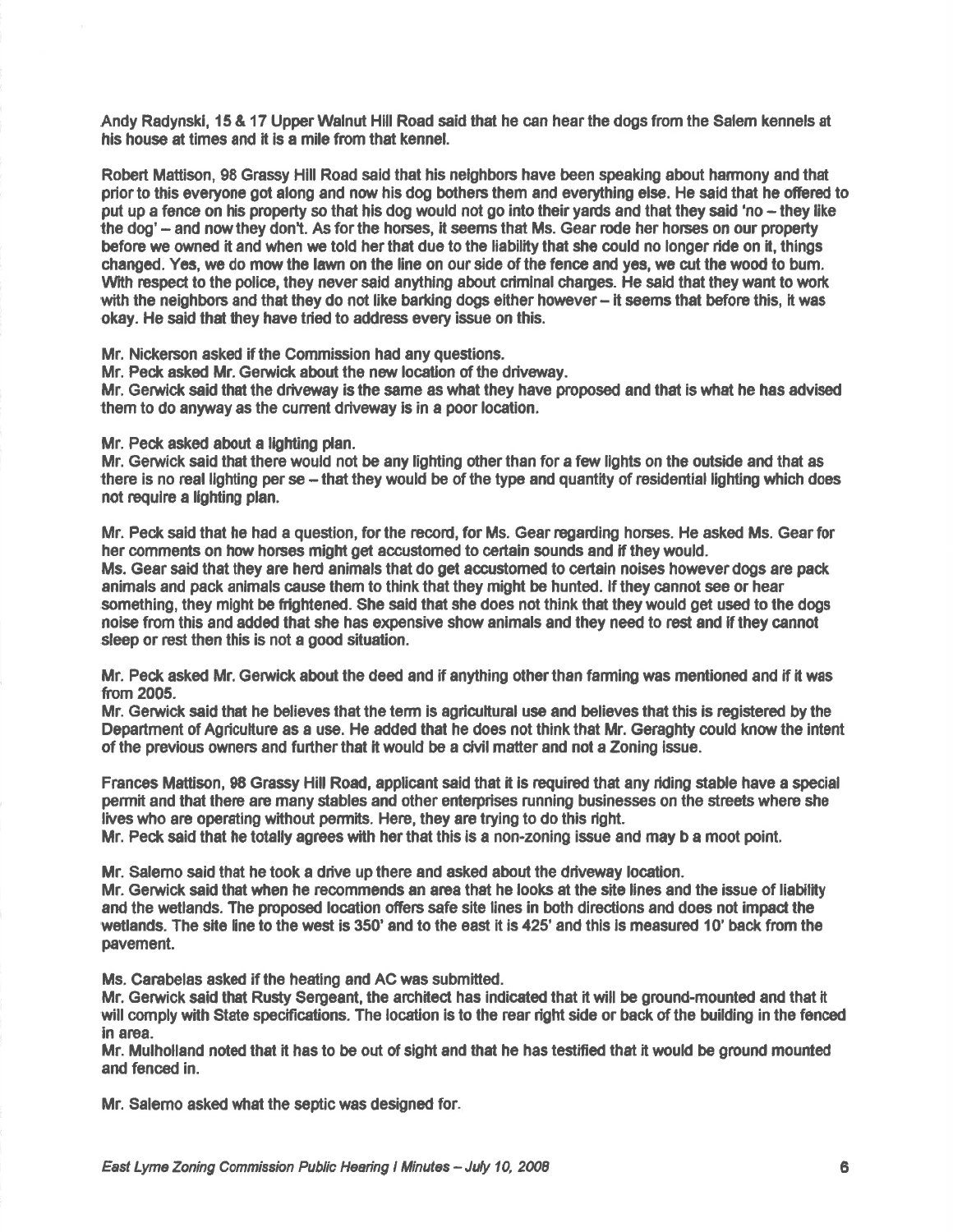Andy Radynski, 15 & 17 Upper Walnut Hill Road said that he can hear the dogs from the Salem kennels at his house at times and it is a mile from that kennel.

Robert Mattison, 98 Grassy Hill Road said that his neighbors have been speaking about harmony and that prior to this everyone got along and now his dog bothers them and everything else. He said that he offered to put up a fence on his property so that his dog would not go into their yards and that they said 'no – they like the dog' – and now they don't. As for the horses, it seems that Ms. Gear rode her horses on our property before we owned it and when we told her that due to the liability that she could no longer ride on it, things changed. Yes, we do mow the lawn on the line on our side of the fence and yes, we cut the wood to burn. With respect to the police, they never said anything about criminal charges. He said that they want to work with the neighbors and that they do not like barking dogs either however – it seems that before this, it was okay. He said that they have tried to address every issue on this.

Mr. Nickerson asked if the Commission had any questions.
Mr. Peck asked Mr. Gerwick about the new location of the driveway.
Mr. Gerwick said that the driveway is the same as what they have proposed and that is what he has advised them to do anyway as the current driveway is in a poor location.

Mr. Peck asked about a lighting plan.
Mr. Gerwick said that there would not be any lighting other than for a few lights on the outside and that as there is no real lighting per se – that they would be of the type and quantity of residential lighting which does not require a lighting plan.

Mr. Peck said that he had a question, for the record, for Ms. Gear regarding horses. He asked Ms. Gear for her comments on how horses might get accustomed to certain sounds and if they would.
Ms. Gear said that they are herd animals that do get accustomed to certain noises however dogs are pack animals and pack animals cause them to think that they might be hunted. If they cannot see or hear something, they might be frightened. She said that she does not think that they would get used to the dogs noise from this and added that she has expensive show animals and they need to rest and if they cannot sleep or rest then this is not a good situation.

Mr. Peck asked Mr. Gerwick about the deed and if anything other than farming was mentioned and if it was from 2005.
Mr. Gerwick said that he believes that the term is agricultural use and believes that this is registered by the Department of Agriculture as a use. He added that he does not think that Mr. Geraghty could know the intent of the previous owners and further that it would be a civil matter and not a Zoning issue.

Frances Mattison, 98 Grassy Hill Road, applicant said that it is required that any riding stable have a special permit and that there are many stables and other enterprises running businesses on the streets where she lives who are operating without permits. Here, they are trying to do this right.
Mr. Peck said that he totally agrees with her that this is a non-zoning issue and may b a moot point.

Mr. Salerno said that he took a drive up there and asked about the driveway location.
Mr. Gerwick said that when he recommends an area that he looks at the site lines and the issue of liability and the wetlands. The proposed location offers safe site lines in both directions and does not impact the wetlands. The site line to the west is 350' and to the east it is 425' and this is measured 10' back from the pavement.

Ms. Carabelas asked if the heating and AC was submitted.
Mr. Gerwick said that Rusty Sergeant, the architect has indicated that it will be ground-mounted and that it will comply with State specifications. The location is to the rear right side or back of the building in the fenced in area.
Mr. Mulholland noted that it has to be out of sight and that he has testified that it would be ground mounted and fenced in.

Mr. Salerno asked what the septic was designed for.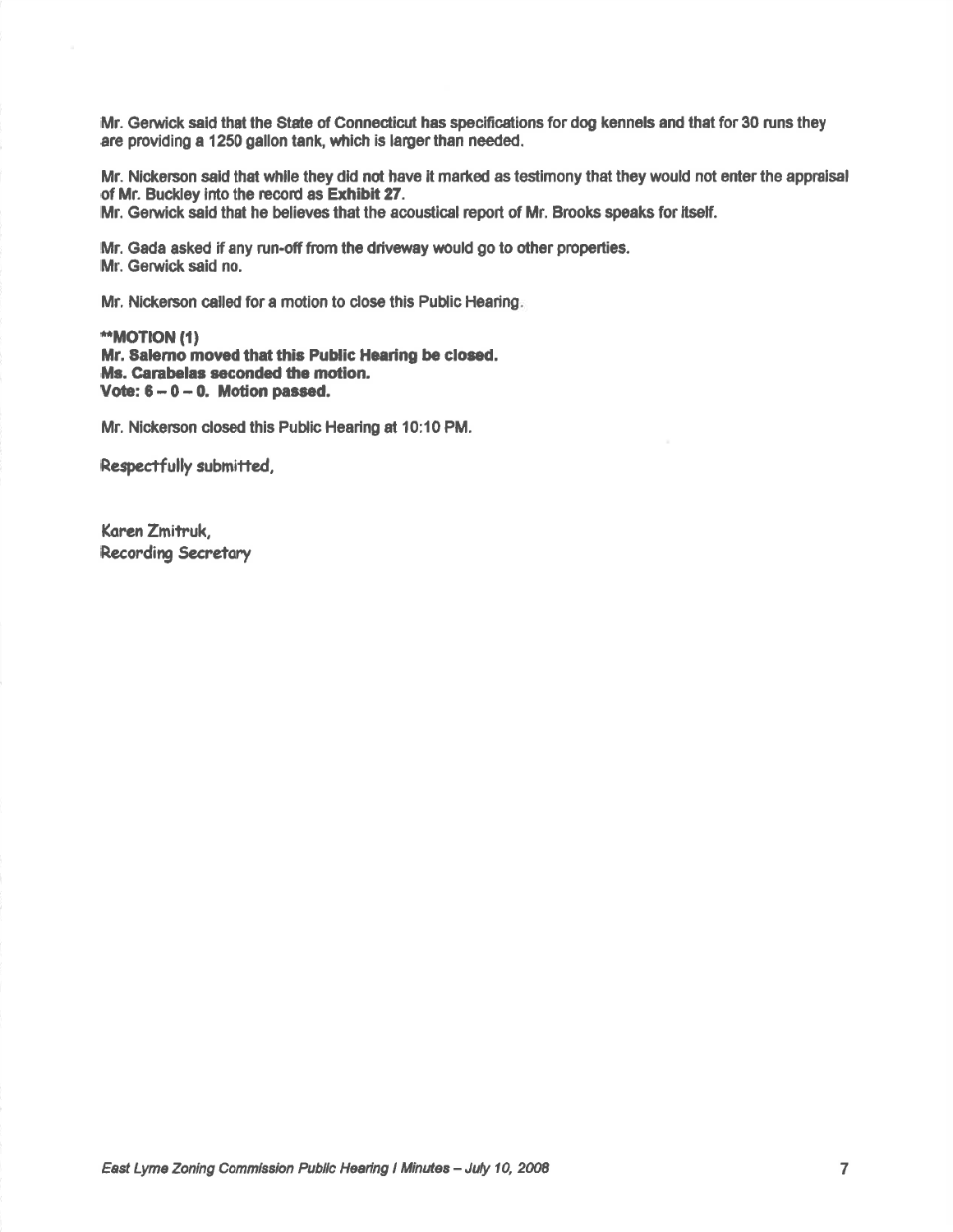Mr. Gerwick said that the State of Connecticut has specifications for dog kennels and that for 30 runs they are providing a 1250 gallon tank, which is larger than needed.

Mr. Nickerson said that while they did not have it marked as testimony that they would not enter the appraisal of Mr. Buckley into the record as **Exhibit 27**.
Mr. Gerwick said that he believes that the acoustical report of Mr. Brooks speaks for itself.

Mr. Gada asked if any run-off from the driveway would go to other properties.
Mr. Gerwick said no.

Mr. Nickerson called for a motion to close this Public Hearing.

**\*\*MOTION (1)**
**Mr. Salerno moved that this Public Hearing be closed.**
**Ms. Carabelas seconded the motion.**
**Vote: 6 – 0 – 0. Motion passed.**

Mr. Nickerson closed this Public Hearing at 10:10 PM.

Respectfully submitted,

Karen Zmitruk,
Recording Secretary